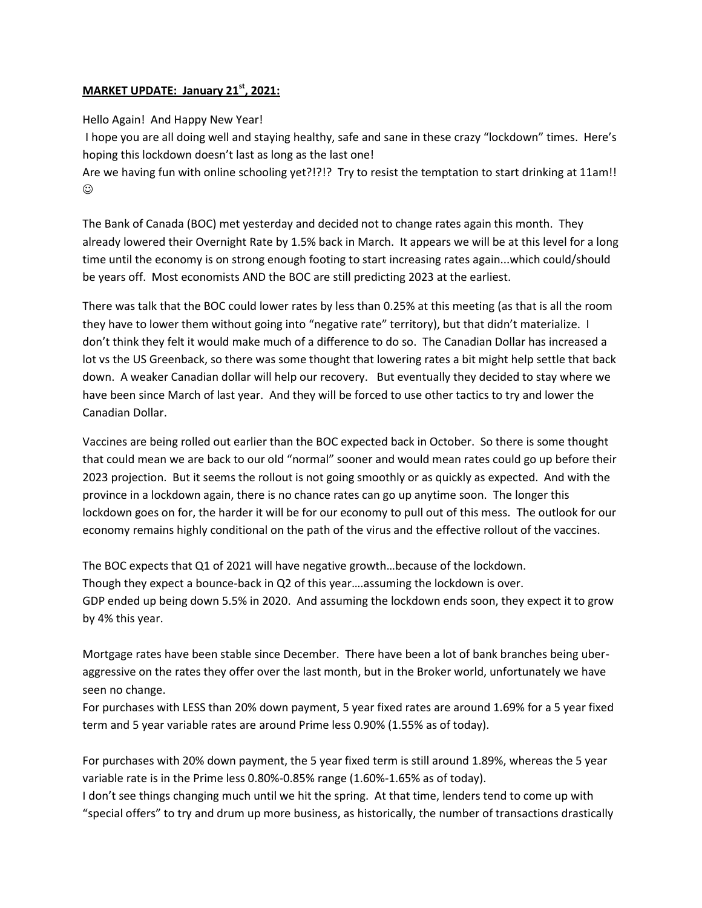**MARKET UPDATE: January 21st, 2021:**

Hello Again! And Happy New Year!

I hope you are all doing well and staying healthy, safe and sane in these crazy "lockdown" times. Here's hoping this lockdown doesn't last as long as the last one!

Are we having fun with online schooling yet?!?!? Try to resist the temptation to start drinking at 11am!! ☺

The Bank of Canada (BOC) met yesterday and decided not to change rates again this month. They already lowered their Overnight Rate by 1.5% back in March. It appears we will be at this level for a long time until the economy is on strong enough footing to start increasing rates again...which could/should be years off. Most economists AND the BOC are still predicting 2023 at the earliest.

There was talk that the BOC could lower rates by less than 0.25% at this meeting (as that is all the room they have to lower them without going into "negative rate" territory), but that didn't materialize. I don't think they felt it would make much of a difference to do so. The Canadian Dollar has increased a lot vs the US Greenback, so there was some thought that lowering rates a bit might help settle that back down. A weaker Canadian dollar will help our recovery. But eventually they decided to stay where we have been since March of last year. And they will be forced to use other tactics to try and lower the Canadian Dollar.

Vaccines are being rolled out earlier than the BOC expected back in October. So there is some thought that could mean we are back to our old "normal" sooner and would mean rates could go up before their 2023 projection. But it seems the rollout is not going smoothly or as quickly as expected. And with the province in a lockdown again, there is no chance rates can go up anytime soon. The longer this lockdown goes on for, the harder it will be for our economy to pull out of this mess. The outlook for our economy remains highly conditional on the path of the virus and the effective rollout of the vaccines.

The BOC expects that Q1 of 2021 will have negative growth…because of the lockdown.
Though they expect a bounce-back in Q2 of this year….assuming the lockdown is over.
GDP ended up being down 5.5% in 2020. And assuming the lockdown ends soon, they expect it to grow by 4% this year.

Mortgage rates have been stable since December. There have been a lot of bank branches being uber-aggressive on the rates they offer over the last month, but in the Broker world, unfortunately we have seen no change.

For purchases with LESS than 20% down payment, 5 year fixed rates are around 1.69% for a 5 year fixed term and 5 year variable rates are around Prime less 0.90% (1.55% as of today).

For purchases with 20% down payment, the 5 year fixed term is still around 1.89%, whereas the 5 year variable rate is in the Prime less 0.80%-0.85% range (1.60%-1.65% as of today).

I don't see things changing much until we hit the spring. At that time, lenders tend to come up with "special offers" to try and drum up more business, as historically, the number of transactions drastically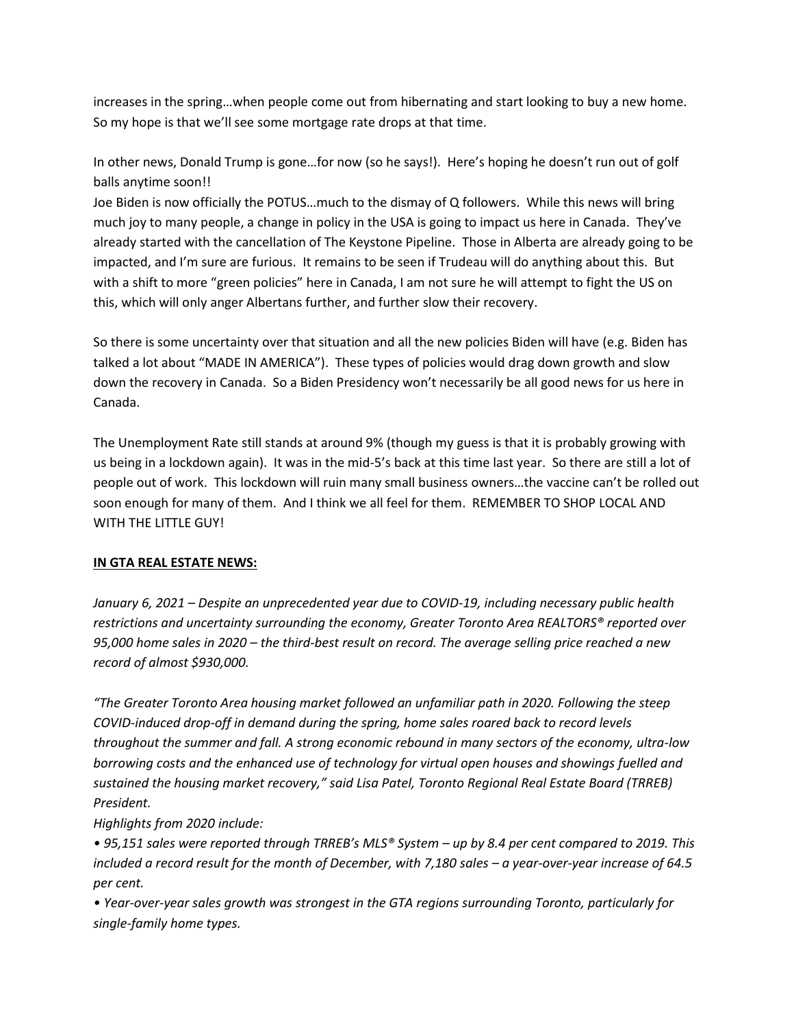increases in the spring…when people come out from hibernating and start looking to buy a new home. So my hope is that we'll see some mortgage rate drops at that time.

In other news, Donald Trump is gone…for now (so he says!). Here's hoping he doesn't run out of golf balls anytime soon!!

Joe Biden is now officially the POTUS…much to the dismay of Q followers. While this news will bring much joy to many people, a change in policy in the USA is going to impact us here in Canada. They've already started with the cancellation of The Keystone Pipeline. Those in Alberta are already going to be impacted, and I'm sure are furious. It remains to be seen if Trudeau will do anything about this. But with a shift to more "green policies" here in Canada, I am not sure he will attempt to fight the US on this, which will only anger Albertans further, and further slow their recovery.

So there is some uncertainty over that situation and all the new policies Biden will have (e.g. Biden has talked a lot about "MADE IN AMERICA"). These types of policies would drag down growth and slow down the recovery in Canada. So a Biden Presidency won't necessarily be all good news for us here in Canada.

The Unemployment Rate still stands at around 9% (though my guess is that it is probably growing with us being in a lockdown again). It was in the mid-5's back at this time last year. So there are still a lot of people out of work. This lockdown will ruin many small business owners…the vaccine can't be rolled out soon enough for many of them. And I think we all feel for them. REMEMBER TO SHOP LOCAL AND WITH THE LITTLE GUY!

**IN GTA REAL ESTATE NEWS:**

*January 6, 2021 – Despite an unprecedented year due to COVID-19, including necessary public health restrictions and uncertainty surrounding the economy, Greater Toronto Area REALTORS® reported over 95,000 home sales in 2020 – the third-best result on record. The average selling price reached a new record of almost $930,000.*

*"The Greater Toronto Area housing market followed an unfamiliar path in 2020. Following the steep COVID-induced drop-off in demand during the spring, home sales roared back to record levels throughout the summer and fall. A strong economic rebound in many sectors of the economy, ultra-low borrowing costs and the enhanced use of technology for virtual open houses and showings fuelled and sustained the housing market recovery," said Lisa Patel, Toronto Regional Real Estate Board (TRREB) President.*

*Highlights from 2020 include:*

- *95,151 sales were reported through TRREB's MLS® System – up by 8.4 per cent compared to 2019. This included a record result for the month of December, with 7,180 sales – a year-over-year increase of 64.5 per cent.*
- *Year-over-year sales growth was strongest in the GTA regions surrounding Toronto, particularly for single-family home types.*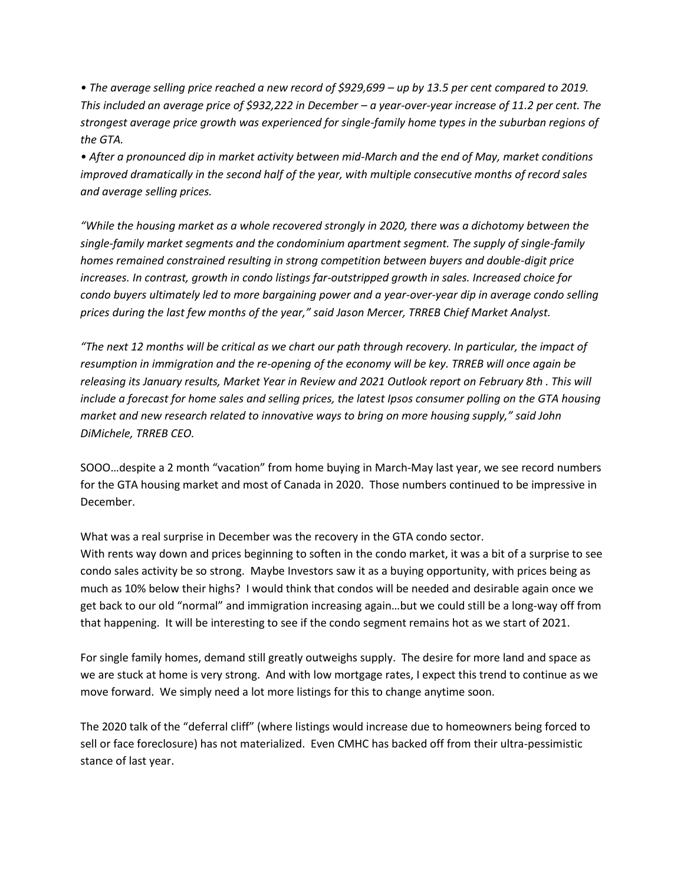*• The average selling price reached a new record of $929,699 – up by 13.5 per cent compared to 2019. This included an average price of $932,222 in December – a year-over-year increase of 11.2 per cent. The strongest average price growth was experienced for single-family home types in the suburban regions of the GTA.*

*• After a pronounced dip in market activity between mid-March and the end of May, market conditions improved dramatically in the second half of the year, with multiple consecutive months of record sales and average selling prices.*

*"While the housing market as a whole recovered strongly in 2020, there was a dichotomy between the single-family market segments and the condominium apartment segment. The supply of single-family homes remained constrained resulting in strong competition between buyers and double-digit price increases. In contrast, growth in condo listings far-outstripped growth in sales. Increased choice for condo buyers ultimately led to more bargaining power and a year-over-year dip in average condo selling prices during the last few months of the year," said Jason Mercer, TRREB Chief Market Analyst.*

*"The next 12 months will be critical as we chart our path through recovery. In particular, the impact of resumption in immigration and the re-opening of the economy will be key. TRREB will once again be releasing its January results, Market Year in Review and 2021 Outlook report on February 8th . This will include a forecast for home sales and selling prices, the latest Ipsos consumer polling on the GTA housing market and new research related to innovative ways to bring on more housing supply," said John DiMichele, TRREB CEO.*

SOOO…despite a 2 month "vacation" from home buying in March-May last year, we see record numbers for the GTA housing market and most of Canada in 2020. Those numbers continued to be impressive in December.

What was a real surprise in December was the recovery in the GTA condo sector.
With rents way down and prices beginning to soften in the condo market, it was a bit of a surprise to see condo sales activity be so strong. Maybe Investors saw it as a buying opportunity, with prices being as much as 10% below their highs? I would think that condos will be needed and desirable again once we get back to our old "normal" and immigration increasing again…but we could still be a long-way off from that happening. It will be interesting to see if the condo segment remains hot as we start of 2021.

For single family homes, demand still greatly outweighs supply. The desire for more land and space as we are stuck at home is very strong. And with low mortgage rates, I expect this trend to continue as we move forward. We simply need a lot more listings for this to change anytime soon.

The 2020 talk of the "deferral cliff" (where listings would increase due to homeowners being forced to sell or face foreclosure) has not materialized. Even CMHC has backed off from their ultra-pessimistic stance of last year.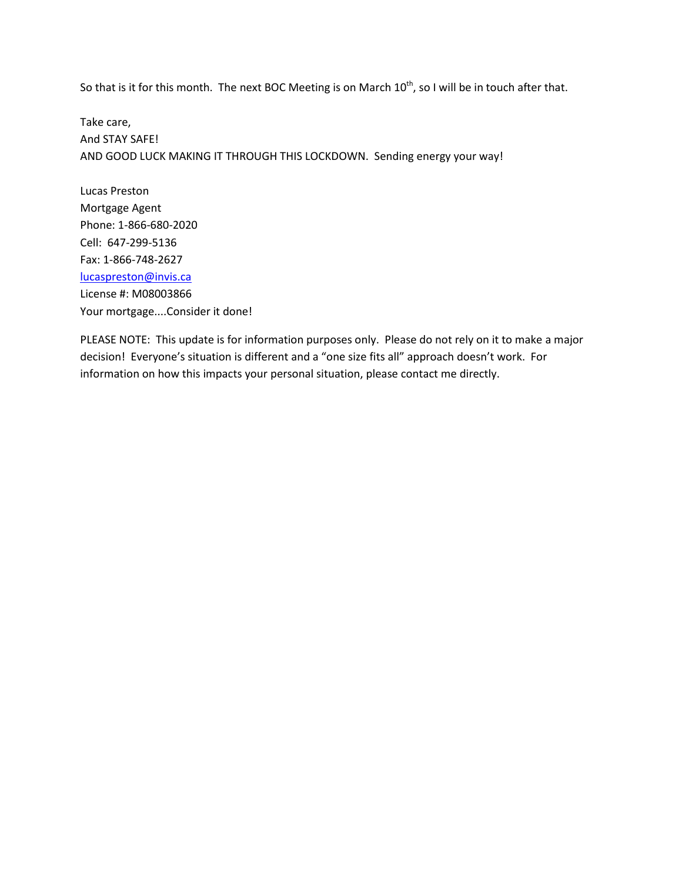So that is it for this month. The next BOC Meeting is on March 10th, so I will be in touch after that.

Take care,
And STAY SAFE!
AND GOOD LUCK MAKING IT THROUGH THIS LOCKDOWN. Sending energy your way!

Lucas Preston
Mortgage Agent
Phone: 1-866-680-2020
Cell: 647-299-5136
Fax: 1-866-748-2627
lucaspreston@invis.ca
License #: M08003866
Your mortgage....Consider it done!

PLEASE NOTE: This update is for information purposes only. Please do not rely on it to make a major decision! Everyone's situation is different and a "one size fits all" approach doesn't work. For information on how this impacts your personal situation, please contact me directly.